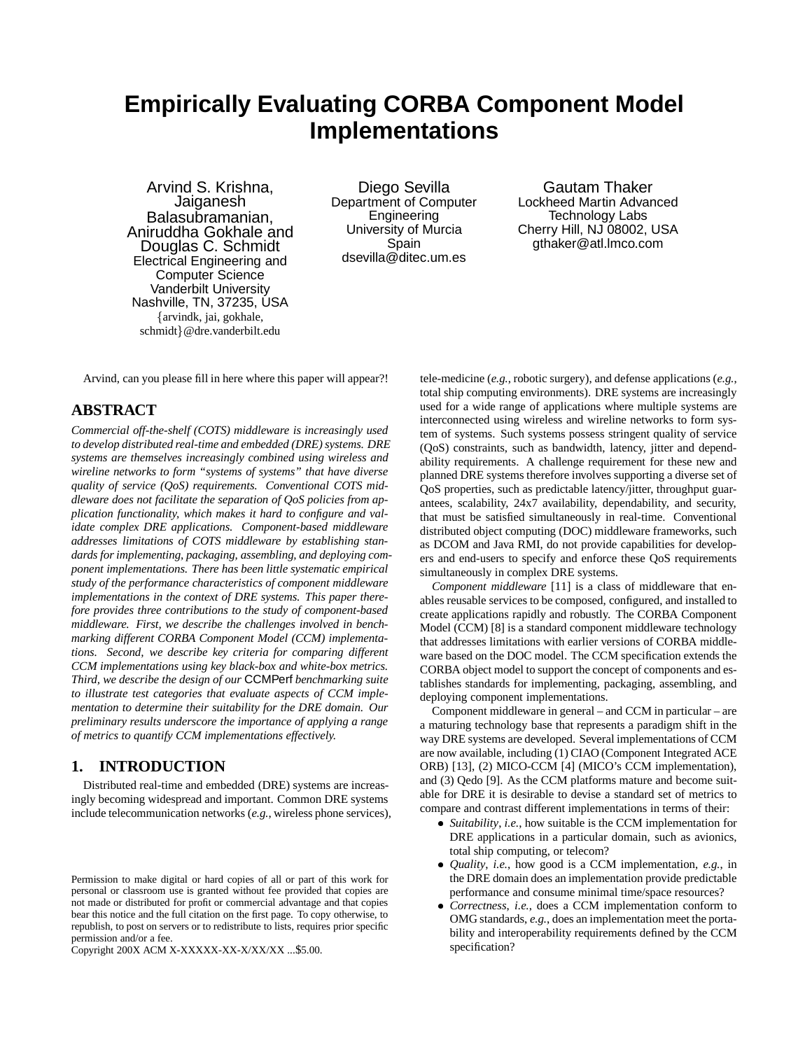# Empirically Evaluating CORBA Component Model Implementations

Arvind S. Krishna, Jaiganesh Balasubramanian, Aniruddha Gokhale and Douglas C. Schmidt
Electrical Engineering and Computer Science
Vanderbilt University
Nashville, TN, 37235, USA
{arvindk, jai, gokhale, schmidt}@dre.vanderbilt.edu

Diego Sevilla
Department of Computer Engineering
University of Murcia
Spain
dsevilla@ditec.um.es

Gautam Thaker
Lockheed Martin Advanced Technology Labs
Cherry Hill, NJ 08002, USA
gthaker@atl.lmco.com

Arvind, can you please fill in here where this paper will appear?!

## ABSTRACT

*Commercial off-the-shelf (COTS) middleware is increasingly used to develop distributed real-time and embedded (DRE) systems. DRE systems are themselves increasingly combined using wireless and wireline networks to form "systems of systems" that have diverse quality of service (QoS) requirements. Conventional COTS middleware does not facilitate the separation of QoS policies from application functionality, which makes it hard to configure and validate complex DRE applications. Component-based middleware addresses limitations of COTS middleware by establishing standards for implementing, packaging, assembling, and deploying component implementations. There has been little systematic empirical study of the performance characteristics of component middleware implementations in the context of DRE systems. This paper therefore provides three contributions to the study of component-based middleware. First, we describe the challenges involved in benchmarking different CORBA Component Model (CCM) implementations. Second, we describe key criteria for comparing different CCM implementations using key black-box and white-box metrics. Third, we describe the design of our* CCMPerf *benchmarking suite to illustrate test categories that evaluate aspects of CCM implementation to determine their suitability for the DRE domain. Our preliminary results underscore the importance of applying a range of metrics to quantify CCM implementations effectively.*

## 1. INTRODUCTION

Distributed real-time and embedded (DRE) systems are increasingly becoming widespread and important. Common DRE systems include telecommunication networks (*e.g.*, wireless phone services), tele-medicine (*e.g.*, robotic surgery), and defense applications (*e.g.*, total ship computing environments). DRE systems are increasingly used for a wide range of applications where multiple systems are interconnected using wireless and wireline networks to form system of systems. Such systems possess stringent quality of service (QoS) constraints, such as bandwidth, latency, jitter and dependability requirements. A challenge requirement for these new and planned DRE systems therefore involves supporting a diverse set of QoS properties, such as predictable latency/jitter, throughput guarantees, scalability, 24x7 availability, dependability, and security, that must be satisfied simultaneously in real-time. Conventional distributed object computing (DOC) middleware frameworks, such as DCOM and Java RMI, do not provide capabilities for developers and end-users to specify and enforce these QoS requirements simultaneously in complex DRE systems.

*Component middleware* [11] is a class of middleware that enables reusable services to be composed, configured, and installed to create applications rapidly and robustly. The CORBA Component Model (CCM) [8] is a standard component middleware technology that addresses limitations with earlier versions of CORBA middleware based on the DOC model. The CCM specification extends the CORBA object model to support the concept of components and establishes standards for implementing, packaging, assembling, and deploying component implementations.

Component middleware in general – and CCM in particular – are a maturing technology base that represents a paradigm shift in the way DRE systems are developed. Several implementations of CCM are now available, including (1) CIAO (Component Integrated ACE ORB) [13], (2) MICO-CCM [4] (MICO's CCM implementation), and (3) Qedo [9]. As the CCM platforms mature and become suitable for DRE it is desirable to devise a standard set of metrics to compare and contrast different implementations in terms of their:

- *Suitability*, *i.e.*, how suitable is the CCM implementation for DRE applications in a particular domain, such as avionics, total ship computing, or telecom?
- *Quality*, *i.e.*, how good is a CCM implementation, *e.g.*, in the DRE domain does an implementation provide predictable performance and consume minimal time/space resources?
- *Correctness*, *i.e.*, does a CCM implementation conform to OMG standards, *e.g.*, does an implementation meet the portability and interoperability requirements defined by the CCM specification?

Permission to make digital or hard copies of all or part of this work for personal or classroom use is granted without fee provided that copies are not made or distributed for profit or commercial advantage and that copies bear this notice and the full citation on the first page. To copy otherwise, to republish, to post on servers or to redistribute to lists, requires prior specific permission and/or a fee.
Copyright 200X ACM X-XXXXX-XX-X/XX/XX ...$5.00.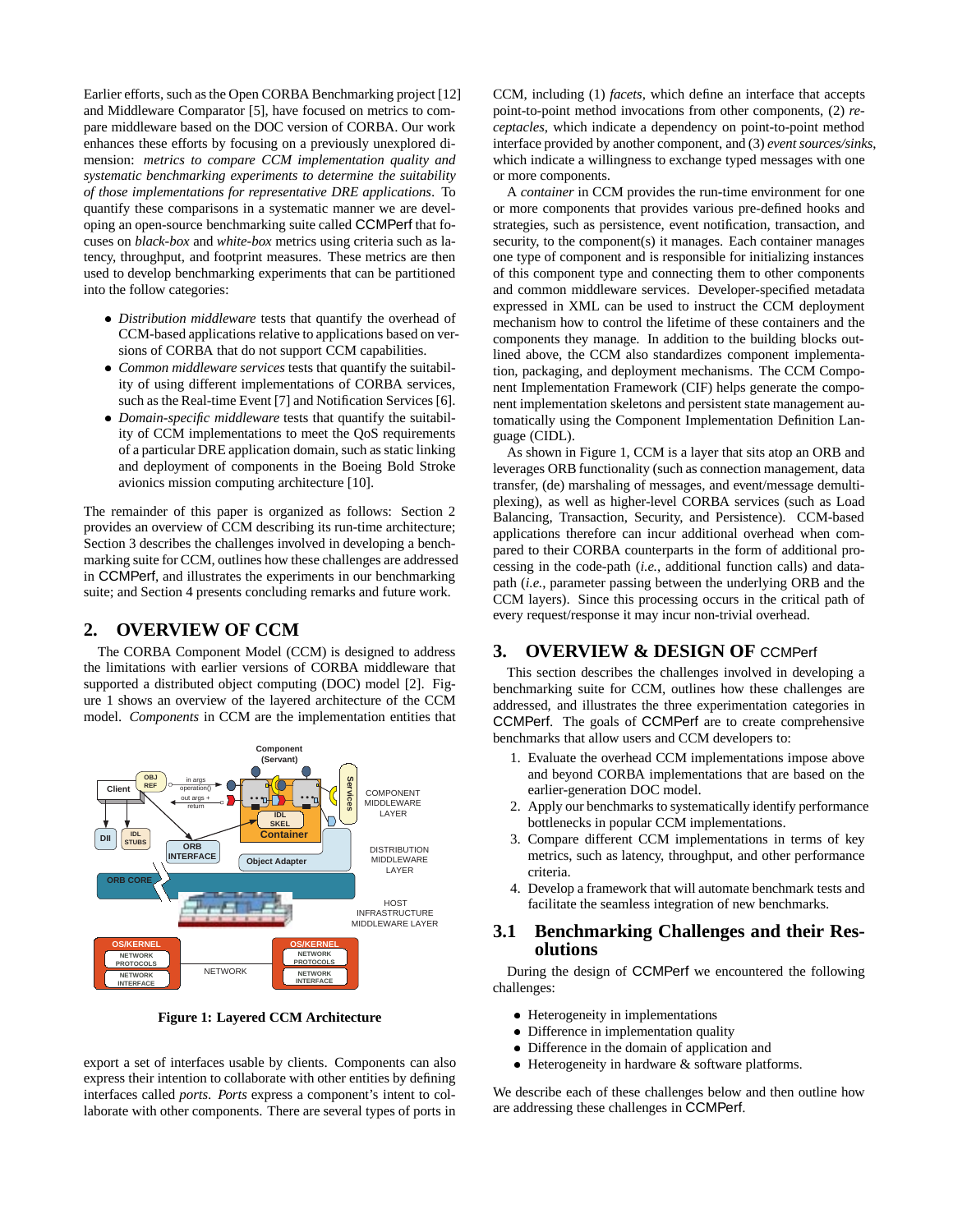Earlier efforts, such as the Open CORBA Benchmarking project [12] and Middleware Comparator [5], have focused on metrics to compare middleware based on the DOC version of CORBA. Our work enhances these efforts by focusing on a previously unexplored dimension: *metrics to compare CCM implementation quality and systematic benchmarking experiments to determine the suitability of those implementations for representative DRE applications*. To quantify these comparisons in a systematic manner we are developing an open-source benchmarking suite called CCMPerf that focuses on *black-box* and *white-box* metrics using criteria such as latency, throughput, and footprint measures. These metrics are then used to develop benchmarking experiments that can be partitioned into the follow categories:

- *Distribution middleware* tests that quantify the overhead of CCM-based applications relative to applications based on versions of CORBA that do not support CCM capabilities.
- *Common middleware services* tests that quantify the suitability of using different implementations of CORBA services, such as the Real-time Event [7] and Notification Services [6].
- *Domain-specific middleware* tests that quantify the suitability of CCM implementations to meet the QoS requirements of a particular DRE application domain, such as static linking and deployment of components in the Boeing Bold Stroke avionics mission computing architecture [10].

The remainder of this paper is organized as follows: Section 2 provides an overview of CCM describing its run-time architecture; Section 3 describes the challenges involved in developing a benchmarking suite for CCM, outlines how these challenges are addressed in CCMPerf, and illustrates the experiments in our benchmarking suite; and Section 4 presents concluding remarks and future work.

## 2. OVERVIEW OF CCM

The CORBA Component Model (CCM) is designed to address the limitations with earlier versions of CORBA middleware that supported a distributed object computing (DOC) model [2]. Figure 1 shows an overview of the layered architecture of the CCM model. *Components* in CCM are the implementation entities that export a set of interfaces usable by clients. Components can also express their intention to collaborate with other entities by defining interfaces called *ports*. *Ports* express a component's intent to collaborate with other components. There are several types of ports in CCM, including (1) *facets*, which define an interface that accepts point-to-point method invocations from other components, (2) *receptacles*, which indicate a dependency on point-to-point method interface provided by another component, and (3) *event sources/sinks*, which indicate a willingness to exchange typed messages with one or more components.

**Figure 1: Layered CCM Architecture**

A *container* in CCM provides the run-time environment for one or more components that provides various pre-defined hooks and strategies, such as persistence, event notification, transaction, and security, to the component(s) it manages. Each container manages one type of component and is responsible for initializing instances of this component type and connecting them to other components and common middleware services. Developer-specified metadata expressed in XML can be used to instruct the CCM deployment mechanism how to control the lifetime of these containers and the components they manage. In addition to the building blocks outlined above, the CCM also standardizes component implementation, packaging, and deployment mechanisms. The CCM Component Implementation Framework (CIF) helps generate the component implementation skeletons and persistent state management automatically using the Component Implementation Definition Language (CIDL).

As shown in Figure 1, CCM is a layer that sits atop an ORB and leverages ORB functionality (such as connection management, data transfer, (de) marshaling of messages, and event/message demultiplexing), as well as higher-level CORBA services (such as Load Balancing, Transaction, Security, and Persistence). CCM-based applications therefore can incur additional overhead when compared to their CORBA counterparts in the form of additional processing in the code-path (*i.e.*, additional function calls) and data-path (*i.e.*, parameter passing between the underlying ORB and the CCM layers). Since this processing occurs in the critical path of every request/response it may incur non-trivial overhead.

## 3. OVERVIEW & DESIGN OF CCMPerf

This section describes the challenges involved in developing a benchmarking suite for CCM, outlines how these challenges are addressed, and illustrates the three experimentation categories in CCMPerf. The goals of CCMPerf are to create comprehensive benchmarks that allow users and CCM developers to:

1. Evaluate the overhead CCM implementations impose above and beyond CORBA implementations that are based on the earlier-generation DOC model.
2. Apply our benchmarks to systematically identify performance bottlenecks in popular CCM implementations.
3. Compare different CCM implementations in terms of key metrics, such as latency, throughput, and other performance criteria.
4. Develop a framework that will automate benchmark tests and facilitate the seamless integration of new benchmarks.

### 3.1 Benchmarking Challenges and their Resolutions

During the design of CCMPerf we encountered the following challenges:

- Heterogeneity in implementations
- Difference in implementation quality
- Difference in the domain of application and
- Heterogeneity in hardware & software platforms.

We describe each of these challenges below and then outline how are addressing these challenges in CCMPerf.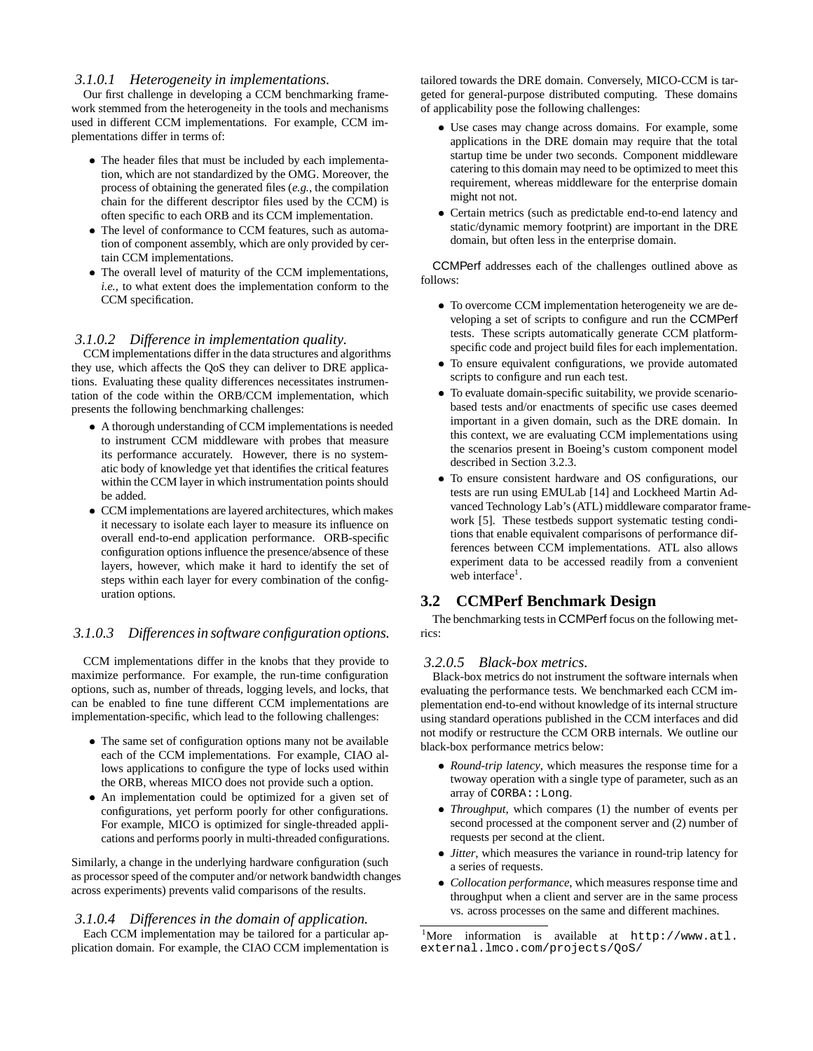#### 3.1.0.1 *Heterogeneity in implementations.*

Our first challenge in developing a CCM benchmarking framework stemmed from the heterogeneity in the tools and mechanisms used in different CCM implementations. For example, CCM implementations differ in terms of:

- The header files that must be included by each implementation, which are not standardized by the OMG. Moreover, the process of obtaining the generated files (*e.g.*, the compilation chain for the different descriptor files used by the CCM) is often specific to each ORB and its CCM implementation.
- The level of conformance to CCM features, such as automation of component assembly, which are only provided by certain CCM implementations.
- The overall level of maturity of the CCM implementations, *i.e.*, to what extent does the implementation conform to the CCM specification.

#### 3.1.0.2 *Difference in implementation quality.*

CCM implementations differ in the data structures and algorithms they use, which affects the QoS they can deliver to DRE applications. Evaluating these quality differences necessitates instrumentation of the code within the ORB/CCM implementation, which presents the following benchmarking challenges:

- A thorough understanding of CCM implementations is needed to instrument CCM middleware with probes that measure its performance accurately. However, there is no systematic body of knowledge yet that identifies the critical features within the CCM layer in which instrumentation points should be added.
- CCM implementations are layered architectures, which makes it necessary to isolate each layer to measure its influence on overall end-to-end application performance. ORB-specific configuration options influence the presence/absence of these layers, however, which make it hard to identify the set of steps within each layer for every combination of the configuration options.

#### 3.1.0.3 *Differences in software configuration options.*

CCM implementations differ in the knobs that they provide to maximize performance. For example, the run-time configuration options, such as, number of threads, logging levels, and locks, that can be enabled to fine tune different CCM implementations are implementation-specific, which lead to the following challenges:

- The same set of configuration options many not be available each of the CCM implementations. For example, CIAO allows applications to configure the type of locks used within the ORB, whereas MICO does not provide such a option.
- An implementation could be optimized for a given set of configurations, yet perform poorly for other configurations. For example, MICO is optimized for single-threaded applications and performs poorly in multi-threaded configurations.

Similarly, a change in the underlying hardware configuration (such as processor speed of the computer and/or network bandwidth changes across experiments) prevents valid comparisons of the results.

#### 3.1.0.4 *Differences in the domain of application.*

Each CCM implementation may be tailored for a particular application domain. For example, the CIAO CCM implementation is tailored towards the DRE domain. Conversely, MICO-CCM is targeted for general-purpose distributed computing. These domains of applicability pose the following challenges:

- Use cases may change across domains. For example, some applications in the DRE domain may require that the total startup time be under two seconds. Component middleware catering to this domain may need to be optimized to meet this requirement, whereas middleware for the enterprise domain might not not.
- Certain metrics (such as predictable end-to-end latency and static/dynamic memory footprint) are important in the DRE domain, but often less in the enterprise domain.

CCMPerf addresses each of the challenges outlined above as follows:

- To overcome CCM implementation heterogeneity we are developing a set of scripts to configure and run the CCMPerf tests. These scripts automatically generate CCM platform-specific code and project build files for each implementation.
- To ensure equivalent configurations, we provide automated scripts to configure and run each test.
- To evaluate domain-specific suitability, we provide scenario-based tests and/or enactments of specific use cases deemed important in a given domain, such as the DRE domain. In this context, we are evaluating CCM implementations using the scenarios present in Boeing's custom component model described in Section 3.2.3.
- To ensure consistent hardware and OS configurations, our tests are run using EMULab [14] and Lockheed Martin Advanced Technology Lab's (ATL) middleware comparator framework [5]. These testbeds support systematic testing conditions that enable equivalent comparisons of performance differences between CCM implementations. ATL also allows experiment data to be accessed readily from a convenient web interface[1].

## 3.2 CCMPerf Benchmark Design

The benchmarking tests in CCMPerf focus on the following metrics:

#### 3.2.0.5 *Black-box metrics.*

Black-box metrics do not instrument the software internals when evaluating the performance tests. We benchmarked each CCM implementation end-to-end without knowledge of its internal structure using standard operations published in the CCM interfaces and did not modify or restructure the CCM ORB internals. We outline our black-box performance metrics below:

- *Round-trip latency*, which measures the response time for a twoway operation with a single type of parameter, such as an array of `CORBA::Long`.
- *Throughput*, which compares (1) the number of events per second processed at the component server and (2) number of requests per second at the client.
- *Jitter*, which measures the variance in round-trip latency for a series of requests.
- *Collocation performance*, which measures response time and throughput when a client and server are in the same process vs. across processes on the same and different machines.

[1] More information is available at `http://www.atl.external.lmco.com/projects/QoS/`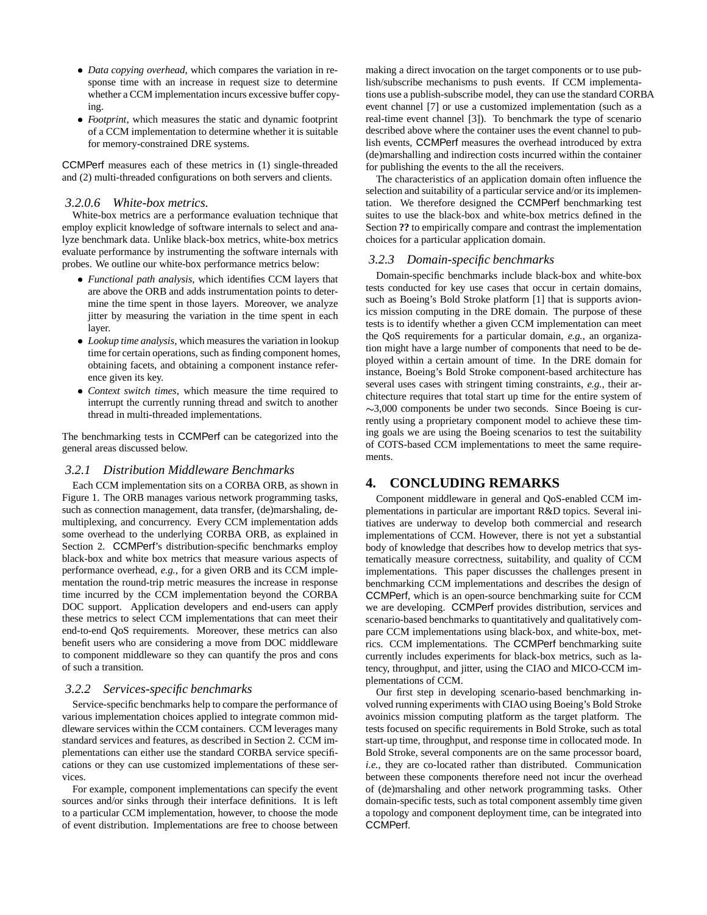- *Data copying overhead*, which compares the variation in response time with an increase in request size to determine whether a CCM implementation incurs excessive buffer copying.
- *Footprint*, which measures the static and dynamic footprint of a CCM implementation to determine whether it is suitable for memory-constrained DRE systems.

CCMPerf measures each of these metrics in (1) single-threaded and (2) multi-threaded configurations on both servers and clients.

#### 3.2.0.6 White-box metrics.

White-box metrics are a performance evaluation technique that employ explicit knowledge of software internals to select and analyze benchmark data. Unlike black-box metrics, white-box metrics evaluate performance by instrumenting the software internals with probes. We outline our white-box performance metrics below:

- *Functional path analysis*, which identifies CCM layers that are above the ORB and adds instrumentation points to determine the time spent in those layers. Moreover, we analyze jitter by measuring the variation in the time spent in each layer.
- *Lookup time analysis*, which measures the variation in lookup time for certain operations, such as finding component homes, obtaining facets, and obtaining a component instance reference given its key.
- *Context switch times*, which measure the time required to interrupt the currently running thread and switch to another thread in multi-threaded implementations.

The benchmarking tests in CCMPerf can be categorized into the general areas discussed below.

### 3.2.1 Distribution Middleware Benchmarks

Each CCM implementation sits on a CORBA ORB, as shown in Figure 1. The ORB manages various network programming tasks, such as connection management, data transfer, (de)marshaling, demultiplexing, and concurrency. Every CCM implementation adds some overhead to the underlying CORBA ORB, as explained in Section 2. CCMPerf's distribution-specific benchmarks employ black-box and white box metrics that measure various aspects of performance overhead, *e.g.*, for a given ORB and its CCM implementation the round-trip metric measures the increase in response time incurred by the CCM implementation beyond the CORBA DOC support. Application developers and end-users can apply these metrics to select CCM implementations that can meet their end-to-end QoS requirements. Moreover, these metrics can also benefit users who are considering a move from DOC middleware to component middleware so they can quantify the pros and cons of such a transition.

### 3.2.2 Services-specific benchmarks

Service-specific benchmarks help to compare the performance of various implementation choices applied to integrate common middleware services within the CCM containers. CCM leverages many standard services and features, as described in Section 2. CCM implementations can either use the standard CORBA service specifications or they can use customized implementations of these services.

For example, component implementations can specify the event sources and/or sinks through their interface definitions. It is left to a particular CCM implementation, however, to choose the mode of event distribution. Implementations are free to choose between making a direct invocation on the target components or to use publish/subscribe mechanisms to push events. If CCM implementations use a publish-subscribe model, they can use the standard CORBA event channel [7] or use a customized implementation (such as a real-time event channel [3]). To benchmark the type of scenario described above where the container uses the event channel to publish events, CCMPerf measures the overhead introduced by extra (de)marshalling and indirection costs incurred within the container for publishing the events to the all the receivers.

The characteristics of an application domain often influence the selection and suitability of a particular service and/or its implementation. We therefore designed the CCMPerf benchmarking test suites to use the black-box and white-box metrics defined in the Section **??** to empirically compare and contrast the implementation choices for a particular application domain.

### 3.2.3 Domain-specific benchmarks

Domain-specific benchmarks include black-box and white-box tests conducted for key use cases that occur in certain domains, such as Boeing's Bold Stroke platform [1] that is supports avionics mission computing in the DRE domain. The purpose of these tests is to identify whether a given CCM implementation can meet the QoS requirements for a particular domain, *e.g.*, an organization might have a large number of components that need to be deployed within a certain amount of time. In the DRE domain for instance, Boeing's Bold Stroke component-based architecture has several uses cases with stringent timing constraints, *e.g.*, their architecture requires that total start up time for the entire system of ∼3,000 components be under two seconds. Since Boeing is currently using a proprietary component model to achieve these timing goals we are using the Boeing scenarios to test the suitability of COTS-based CCM implementations to meet the same requirements.

## 4. CONCLUDING REMARKS

Component middleware in general and QoS-enabled CCM implementations in particular are important R&D topics. Several initiatives are underway to develop both commercial and research implementations of CCM. However, there is not yet a substantial body of knowledge that describes how to develop metrics that systematically measure correctness, suitability, and quality of CCM implementations. This paper discusses the challenges present in benchmarking CCM implementations and describes the design of CCMPerf, which is an open-source benchmarking suite for CCM we are developing. CCMPerf provides distribution, services and scenario-based benchmarks to quantitatively and qualitatively compare CCM implementations using black-box, and white-box, metrics. CCM implementations. The CCMPerf benchmarking suite currently includes experiments for black-box metrics, such as latency, throughput, and jitter, using the CIAO and MICO-CCM implementations of CCM.

Our first step in developing scenario-based benchmarking involved running experiments with CIAO using Boeing's Bold Stroke avoinics mission computing platform as the target platform. The tests focused on specific requirements in Bold Stroke, such as total start-up time, throughput, and response time in collocated mode. In Bold Stroke, several components are on the same processor board, *i.e.*, they are co-located rather than distributed. Communication between these components therefore need not incur the overhead of (de)marshaling and other network programming tasks. Other domain-specific tests, such as total component assembly time given a topology and component deployment time, can be integrated into CCMPerf.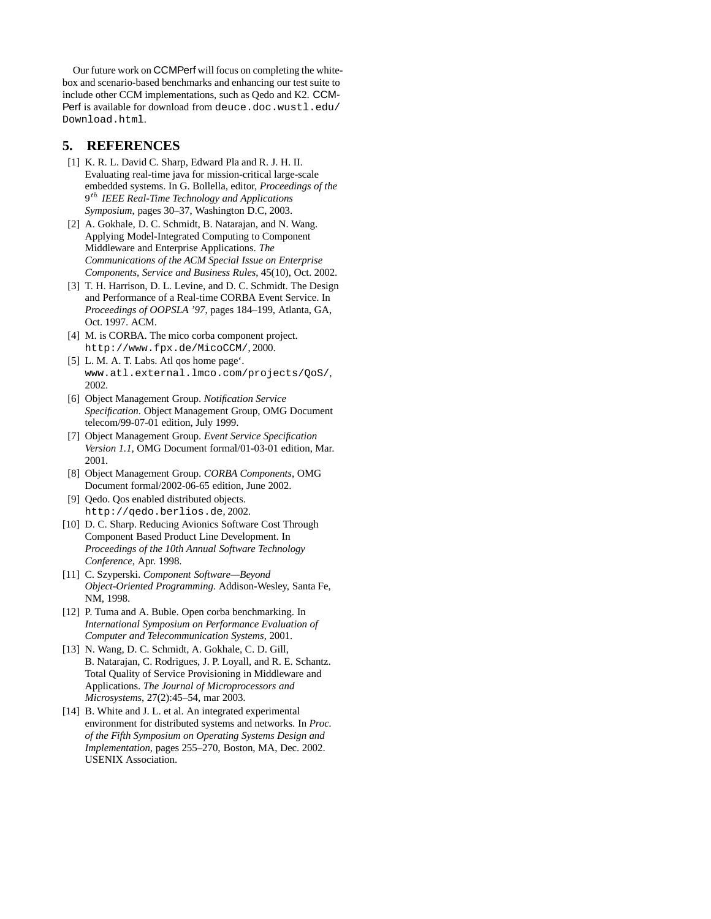Our future work on CCMPerf will focus on completing the white-box and scenario-based benchmarks and enhancing our test suite to include other CCM implementations, such as Qedo and K2. CCM-Perf is available for download from `deuce.doc.wustl.edu/Download.html`.

## 5. REFERENCES

[1] K. R. L. David C. Sharp, Edward Pla and R. J. H. II. Evaluating real-time java for mission-critical large-scale embedded systems. In G. Bollella, editor, *Proceedings of the* $9^{th}$ *IEEE Real-Time Technology and Applications Symposium*, pages 30–37, Washington D.C, 2003.

[2] A. Gokhale, D. C. Schmidt, B. Natarajan, and N. Wang. Applying Model-Integrated Computing to Component Middleware and Enterprise Applications. *The Communications of the ACM Special Issue on Enterprise Components, Service and Business Rules*, 45(10), Oct. 2002.

[3] T. H. Harrison, D. L. Levine, and D. C. Schmidt. The Design and Performance of a Real-time CORBA Event Service. In *Proceedings of OOPSLA '97*, pages 184–199, Atlanta, GA, Oct. 1997. ACM.

[4] M. is CORBA. The mico corba component project. `http://www.fpx.de/MicoCCM/`, 2000.

[5] L. M. A. T. Labs. Atl qos home page'. `www.atl.external.lmco.com/projects/QoS/`, 2002.

[6] Object Management Group. *Notification Service Specification*. Object Management Group, OMG Document telecom/99-07-01 edition, July 1999.

[7] Object Management Group. *Event Service Specification Version 1.1*, OMG Document formal/01-03-01 edition, Mar. 2001.

[8] Object Management Group. *CORBA Components*, OMG Document formal/2002-06-65 edition, June 2002.

[9] Qedo. Qos enabled distributed objects. `http://qedo.berlios.de`, 2002.

[10] D. C. Sharp. Reducing Avionics Software Cost Through Component Based Product Line Development. In *Proceedings of the 10th Annual Software Technology Conference*, Apr. 1998.

[11] C. Szyperski. *Component Software—Beyond Object-Oriented Programming*. Addison-Wesley, Santa Fe, NM, 1998.

[12] P. Tuma and A. Buble. Open corba benchmarking. In *International Symposium on Performance Evaluation of Computer and Telecommunication Systems*, 2001.

[13] N. Wang, D. C. Schmidt, A. Gokhale, C. D. Gill, B. Natarajan, C. Rodrigues, J. P. Loyall, and R. E. Schantz. Total Quality of Service Provisioning in Middleware and Applications. *The Journal of Microprocessors and Microsystems*, 27(2):45–54, mar 2003.

[14] B. White and J. L. et al. An integrated experimental environment for distributed systems and networks. In *Proc. of the Fifth Symposium on Operating Systems Design and Implementation*, pages 255–270, Boston, MA, Dec. 2002. USENIX Association.